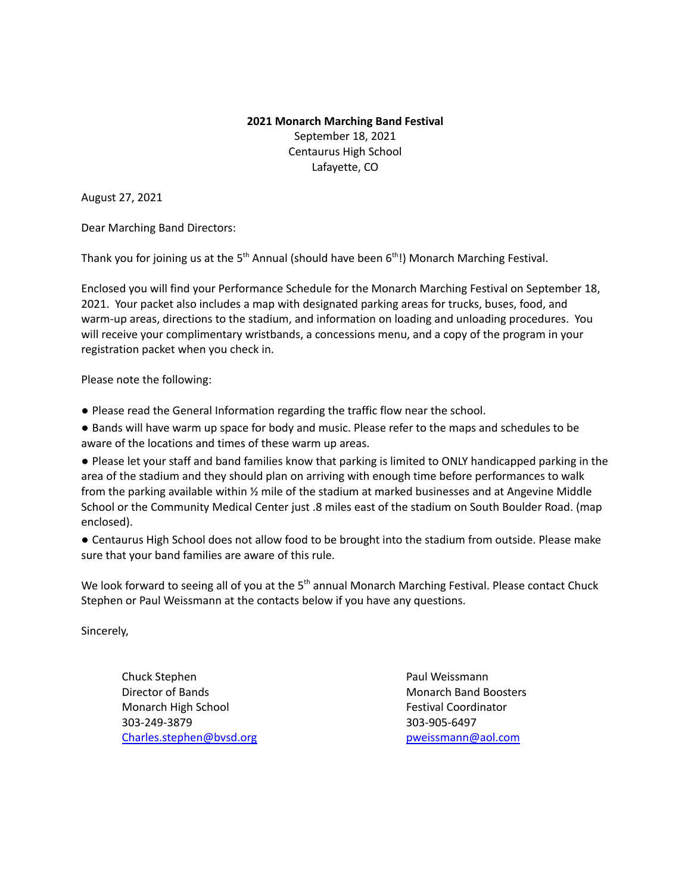**2021 Monarch Marching Band Festival**
September 18, 2021
Centaurus High School
Lafayette, CO

August 27, 2021

Dear Marching Band Directors:

Thank you for joining us at the 5th Annual (should have been 6th!) Monarch Marching Festival.

Enclosed you will find your Performance Schedule for the Monarch Marching Festival on September 18, 2021. Your packet also includes a map with designated parking areas for trucks, buses, food, and warm-up areas, directions to the stadium, and information on loading and unloading procedures. You will receive your complimentary wristbands, a concessions menu, and a copy of the program in your registration packet when you check in.

Please note the following:

- Please read the General Information regarding the traffic flow near the school.
- Bands will have warm up space for body and music. Please refer to the maps and schedules to be aware of the locations and times of these warm up areas.
- Please let your staff and band families know that parking is limited to ONLY handicapped parking in the area of the stadium and they should plan on arriving with enough time before performances to walk from the parking available within ½ mile of the stadium at marked businesses and at Angevine Middle School or the Community Medical Center just .8 miles east of the stadium on South Boulder Road. (map enclosed).
- Centaurus High School does not allow food to be brought into the stadium from outside. Please make sure that your band families are aware of this rule.

We look forward to seeing all of you at the 5th annual Monarch Marching Festival. Please contact Chuck Stephen or Paul Weissmann at the contacts below if you have any questions.

Sincerely,

Chuck Stephen
Director of Bands
Monarch High School
303-249-3879
Charles.stephen@bvsd.org

Paul Weissmann
Monarch Band Boosters
Festival Coordinator
303-905-6497
pweissmann@aol.com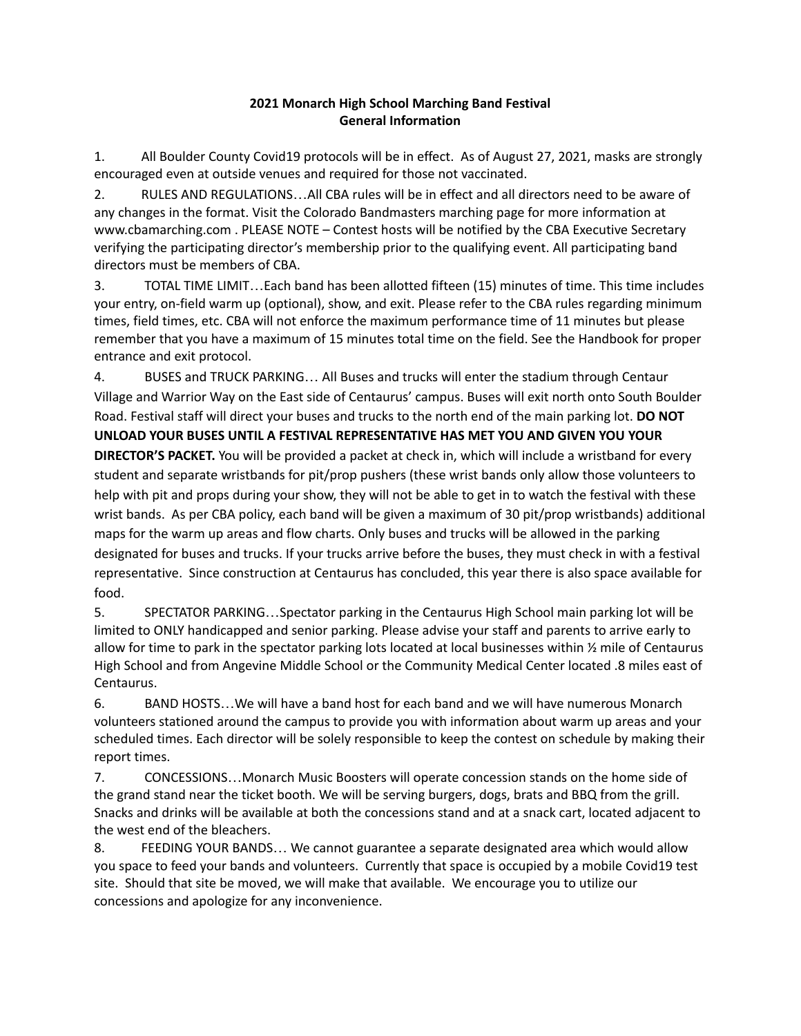**2021 Monarch High School Marching Band Festival**
**General Information**

1. All Boulder County Covid19 protocols will be in effect. As of August 27, 2021, masks are strongly encouraged even at outside venues and required for those not vaccinated.

2. RULES AND REGULATIONS…All CBA rules will be in effect and all directors need to be aware of any changes in the format. Visit the Colorado Bandmasters marching page for more information at www.cbamarching.com . PLEASE NOTE – Contest hosts will be notified by the CBA Executive Secretary verifying the participating director's membership prior to the qualifying event. All participating band directors must be members of CBA.

3. TOTAL TIME LIMIT…Each band has been allotted fifteen (15) minutes of time. This time includes your entry, on-field warm up (optional), show, and exit. Please refer to the CBA rules regarding minimum times, field times, etc. CBA will not enforce the maximum performance time of 11 minutes but please remember that you have a maximum of 15 minutes total time on the field. See the Handbook for proper entrance and exit protocol.

4. BUSES and TRUCK PARKING… All Buses and trucks will enter the stadium through Centaur Village and Warrior Way on the East side of Centaurus' campus. Buses will exit north onto South Boulder Road. Festival staff will direct your buses and trucks to the north end of the main parking lot. **DO NOT UNLOAD YOUR BUSES UNTIL A FESTIVAL REPRESENTATIVE HAS MET YOU AND GIVEN YOU YOUR DIRECTOR'S PACKET.** You will be provided a packet at check in, which will include a wristband for every student and separate wristbands for pit/prop pushers (these wrist bands only allow those volunteers to help with pit and props during your show, they will not be able to get in to watch the festival with these wrist bands. As per CBA policy, each band will be given a maximum of 30 pit/prop wristbands) additional maps for the warm up areas and flow charts. Only buses and trucks will be allowed in the parking designated for buses and trucks. If your trucks arrive before the buses, they must check in with a festival representative. Since construction at Centaurus has concluded, this year there is also space available for food.

5. SPECTATOR PARKING…Spectator parking in the Centaurus High School main parking lot will be limited to ONLY handicapped and senior parking. Please advise your staff and parents to arrive early to allow for time to park in the spectator parking lots located at local businesses within ½ mile of Centaurus High School and from Angevine Middle School or the Community Medical Center located .8 miles east of Centaurus.

6. BAND HOSTS…We will have a band host for each band and we will have numerous Monarch volunteers stationed around the campus to provide you with information about warm up areas and your scheduled times. Each director will be solely responsible to keep the contest on schedule by making their report times.

7. CONCESSIONS…Monarch Music Boosters will operate concession stands on the home side of the grand stand near the ticket booth. We will be serving burgers, dogs, brats and BBQ from the grill. Snacks and drinks will be available at both the concessions stand and at a snack cart, located adjacent to the west end of the bleachers.

8. FEEDING YOUR BANDS… We cannot guarantee a separate designated area which would allow you space to feed your bands and volunteers. Currently that space is occupied by a mobile Covid19 test site. Should that site be moved, we will make that available. We encourage you to utilize our concessions and apologize for any inconvenience.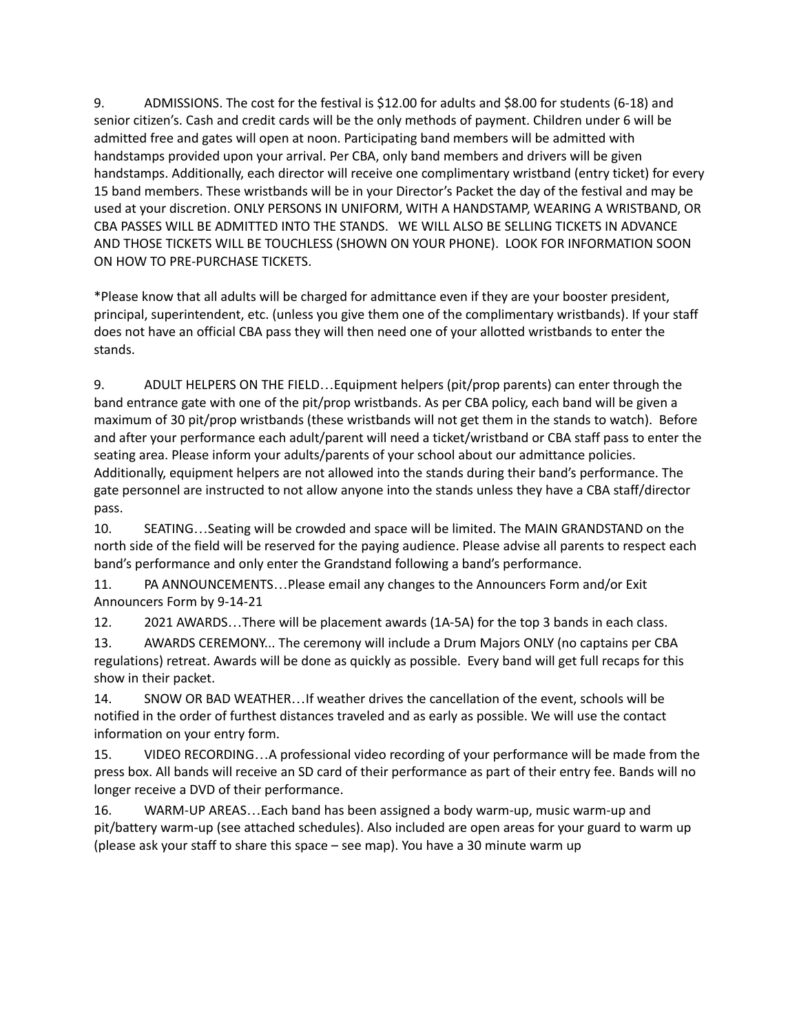9. ADMISSIONS. The cost for the festival is $12.00 for adults and $8.00 for students (6-18) and senior citizen's. Cash and credit cards will be the only methods of payment. Children under 6 will be admitted free and gates will open at noon. Participating band members will be admitted with handstamps provided upon your arrival. Per CBA, only band members and drivers will be given handstamps. Additionally, each director will receive one complimentary wristband (entry ticket) for every 15 band members. These wristbands will be in your Director's Packet the day of the festival and may be used at your discretion. ONLY PERSONS IN UNIFORM, WITH A HANDSTAMP, WEARING A WRISTBAND, OR CBA PASSES WILL BE ADMITTED INTO THE STANDS. WE WILL ALSO BE SELLING TICKETS IN ADVANCE AND THOSE TICKETS WILL BE TOUCHLESS (SHOWN ON YOUR PHONE). LOOK FOR INFORMATION SOON ON HOW TO PRE-PURCHASE TICKETS.

*Please know that all adults will be charged for admittance even if they are your booster president, principal, superintendent, etc. (unless you give them one of the complimentary wristbands). If your staff does not have an official CBA pass they will then need one of your allotted wristbands to enter the stands.

9. ADULT HELPERS ON THE FIELD…Equipment helpers (pit/prop parents) can enter through the band entrance gate with one of the pit/prop wristbands. As per CBA policy, each band will be given a maximum of 30 pit/prop wristbands (these wristbands will not get them in the stands to watch). Before and after your performance each adult/parent will need a ticket/wristband or CBA staff pass to enter the seating area. Please inform your adults/parents of your school about our admittance policies. Additionally, equipment helpers are not allowed into the stands during their band's performance. The gate personnel are instructed to not allow anyone into the stands unless they have a CBA staff/director pass.

10. SEATING…Seating will be crowded and space will be limited. The MAIN GRANDSTAND on the north side of the field will be reserved for the paying audience. Please advise all parents to respect each band's performance and only enter the Grandstand following a band's performance.

11. PA ANNOUNCEMENTS…Please email any changes to the Announcers Form and/or Exit Announcers Form by 9-14-21

12. 2021 AWARDS…There will be placement awards (1A-5A) for the top 3 bands in each class.

13. AWARDS CEREMONY... The ceremony will include a Drum Majors ONLY (no captains per CBA regulations) retreat. Awards will be done as quickly as possible. Every band will get full recaps for this show in their packet.

14. SNOW OR BAD WEATHER…If weather drives the cancellation of the event, schools will be notified in the order of furthest distances traveled and as early as possible. We will use the contact information on your entry form.

15. VIDEO RECORDING…A professional video recording of your performance will be made from the press box. All bands will receive an SD card of their performance as part of their entry fee. Bands will no longer receive a DVD of their performance.

16. WARM-UP AREAS…Each band has been assigned a body warm-up, music warm-up and pit/battery warm-up (see attached schedules). Also included are open areas for your guard to warm up (please ask your staff to share this space – see map). You have a 30 minute warm up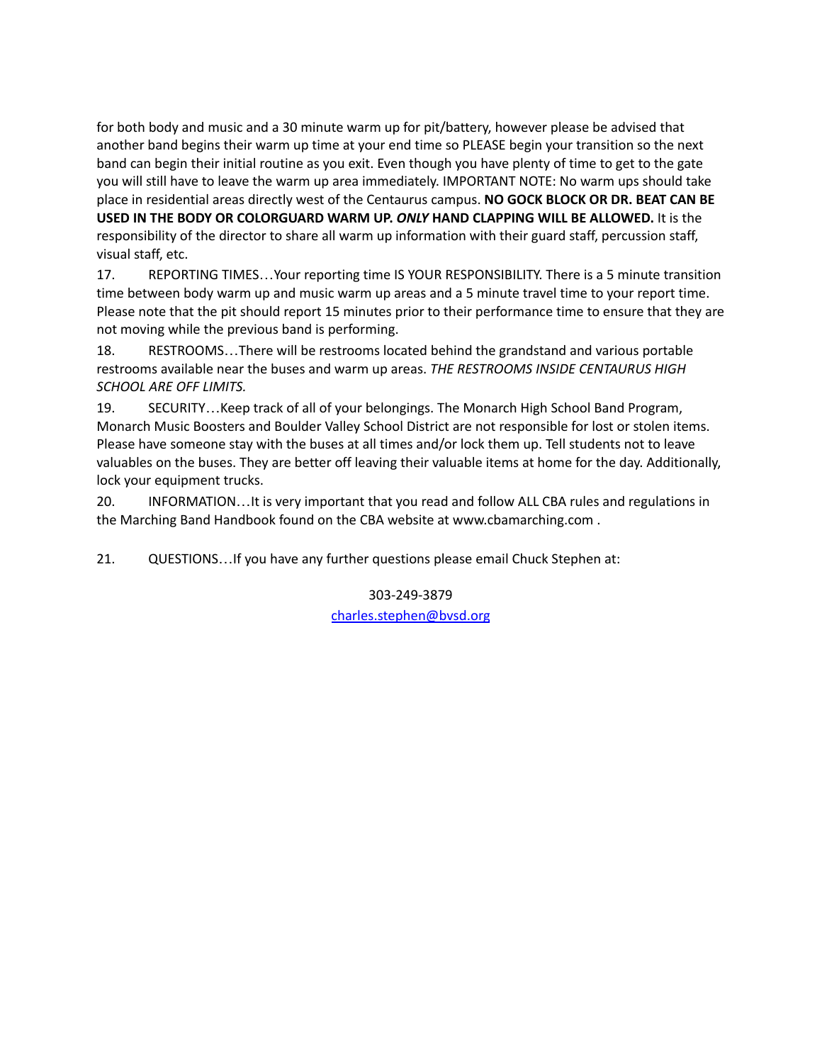for both body and music and a 30 minute warm up for pit/battery, however please be advised that another band begins their warm up time at your end time so PLEASE begin your transition so the next band can begin their initial routine as you exit. Even though you have plenty of time to get to the gate you will still have to leave the warm up area immediately. IMPORTANT NOTE: No warm ups should take place in residential areas directly west of the Centaurus campus. **NO GOCK BLOCK OR DR. BEAT CAN BE USED IN THE BODY OR COLORGUARD WARM UP. *ONLY* HAND CLAPPING WILL BE ALLOWED.** It is the responsibility of the director to share all warm up information with their guard staff, percussion staff, visual staff, etc.

17. REPORTING TIMES…Your reporting time IS YOUR RESPONSIBILITY. There is a 5 minute transition time between body warm up and music warm up areas and a 5 minute travel time to your report time. Please note that the pit should report 15 minutes prior to their performance time to ensure that they are not moving while the previous band is performing.

18. RESTROOMS…There will be restrooms located behind the grandstand and various portable restrooms available near the buses and warm up areas. *THE RESTROOMS INSIDE CENTAURUS HIGH SCHOOL ARE OFF LIMITS.*

19. SECURITY…Keep track of all of your belongings. The Monarch High School Band Program, Monarch Music Boosters and Boulder Valley School District are not responsible for lost or stolen items. Please have someone stay with the buses at all times and/or lock them up. Tell students not to leave valuables on the buses. They are better off leaving their valuable items at home for the day. Additionally, lock your equipment trucks.

20. INFORMATION…It is very important that you read and follow ALL CBA rules and regulations in the Marching Band Handbook found on the CBA website at www.cbamarching.com .

21. QUESTIONS…If you have any further questions please email Chuck Stephen at:

303-249-3879

[charles.stephen@bvsd.org](mailto:charles.stephen@bvsd.org)